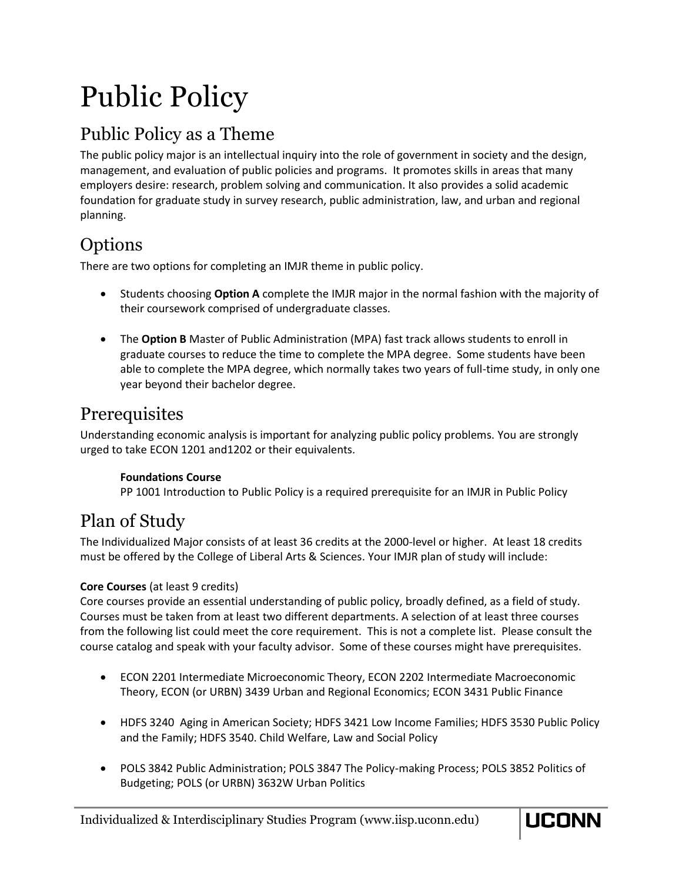# Public Policy

## Public Policy as a Theme

The public policy major is an intellectual inquiry into the role of government in society and the design, management, and evaluation of public policies and programs. It promotes skills in areas that many employers desire: research, problem solving and communication. It also provides a solid academic foundation for graduate study in survey research, public administration, law, and urban and regional planning.

## Options

There are two options for completing an IMJR theme in public policy.

- Students choosing **Option A** complete the IMJR major in the normal fashion with the majority of their coursework comprised of undergraduate classes.

- The **Option B** Master of Public Administration (MPA) fast track allows students to enroll in graduate courses to reduce the time to complete the MPA degree. Some students have been able to complete the MPA degree, which normally takes two years of full-time study, in only one year beyond their bachelor degree.

## Prerequisites

Understanding economic analysis is important for analyzing public policy problems. You are strongly urged to take ECON 1201 and1202 or their equivalents.

**Foundations Course**
PP 1001 Introduction to Public Policy is a required prerequisite for an IMJR in Public Policy

## Plan of Study

The Individualized Major consists of at least 36 credits at the 2000-level or higher. At least 18 credits must be offered by the College of Liberal Arts & Sciences. Your IMJR plan of study will include:

**Core Courses** (at least 9 credits)
Core courses provide an essential understanding of public policy, broadly defined, as a field of study. Courses must be taken from at least two different departments. A selection of at least three courses from the following list could meet the core requirement. This is not a complete list. Please consult the course catalog and speak with your faculty advisor. Some of these courses might have prerequisites.

- ECON 2201 Intermediate Microeconomic Theory, ECON 2202 Intermediate Macroeconomic Theory, ECON (or URBN) 3439 Urban and Regional Economics; ECON 3431 Public Finance

- HDFS 3240 Aging in American Society; HDFS 3421 Low Income Families; HDFS 3530 Public Policy and the Family; HDFS 3540. Child Welfare, Law and Social Policy

- POLS 3842 Public Administration; POLS 3847 The Policy-making Process; POLS 3852 Politics of Budgeting; POLS (or URBN) 3632W Urban Politics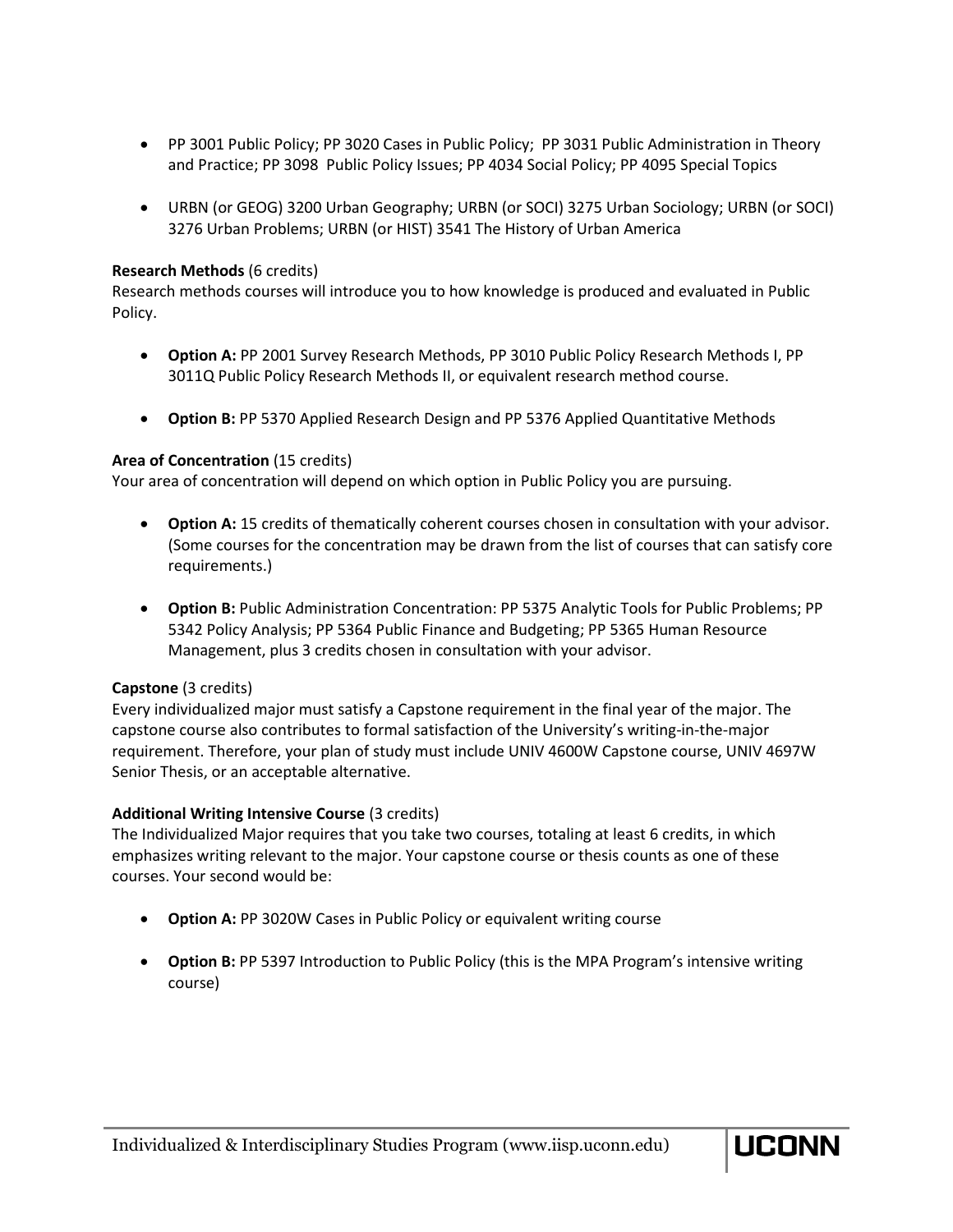- PP 3001 Public Policy; PP 3020 Cases in Public Policy; PP 3031 Public Administration in Theory and Practice; PP 3098 Public Policy Issues; PP 4034 Social Policy; PP 4095 Special Topics

- URBN (or GEOG) 3200 Urban Geography; URBN (or SOCI) 3275 Urban Sociology; URBN (or SOCI) 3276 Urban Problems; URBN (or HIST) 3541 The History of Urban America

**Research Methods** (6 credits)
Research methods courses will introduce you to how knowledge is produced and evaluated in Public Policy.

- **Option A:** PP 2001 Survey Research Methods, PP 3010 Public Policy Research Methods I, PP 3011Q Public Policy Research Methods II, or equivalent research method course.

- **Option B:** PP 5370 Applied Research Design and PP 5376 Applied Quantitative Methods

**Area of Concentration** (15 credits)
Your area of concentration will depend on which option in Public Policy you are pursuing.

- **Option A:** 15 credits of thematically coherent courses chosen in consultation with your advisor. (Some courses for the concentration may be drawn from the list of courses that can satisfy core requirements.)

- **Option B:** Public Administration Concentration: PP 5375 Analytic Tools for Public Problems; PP 5342 Policy Analysis; PP 5364 Public Finance and Budgeting; PP 5365 Human Resource Management, plus 3 credits chosen in consultation with your advisor.

**Capstone** (3 credits)
Every individualized major must satisfy a Capstone requirement in the final year of the major. The capstone course also contributes to formal satisfaction of the University's writing-in-the-major requirement. Therefore, your plan of study must include UNIV 4600W Capstone course, UNIV 4697W Senior Thesis, or an acceptable alternative.

**Additional Writing Intensive Course** (3 credits)
The Individualized Major requires that you take two courses, totaling at least 6 credits, in which emphasizes writing relevant to the major. Your capstone course or thesis counts as one of these courses. Your second would be:

- **Option A:** PP 3020W Cases in Public Policy or equivalent writing course

- **Option B:** PP 5397 Introduction to Public Policy (this is the MPA Program's intensive writing course)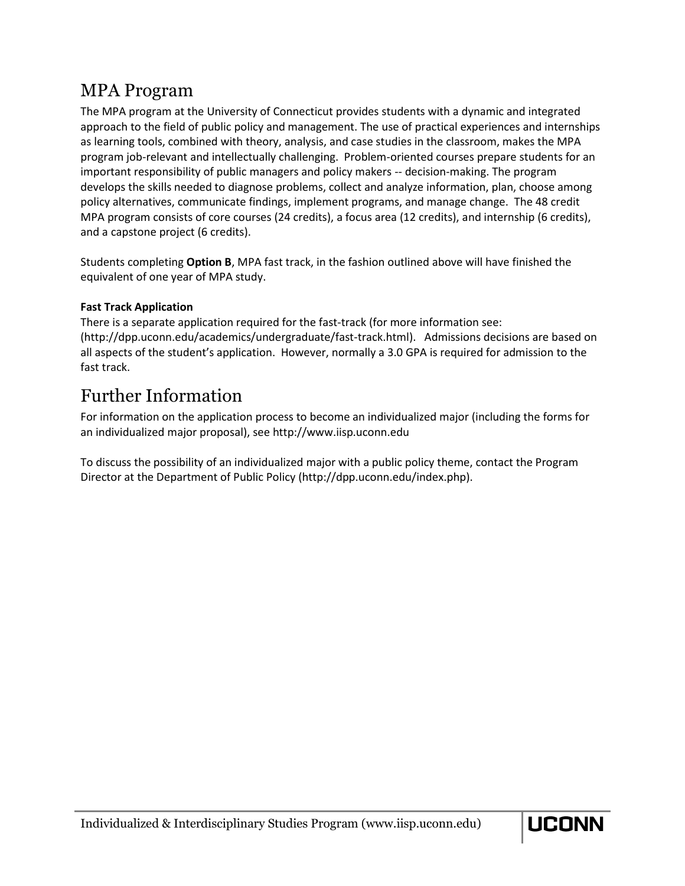## MPA Program

The MPA program at the University of Connecticut provides students with a dynamic and integrated approach to the field of public policy and management. The use of practical experiences and internships as learning tools, combined with theory, analysis, and case studies in the classroom, makes the MPA program job-relevant and intellectually challenging. Problem-oriented courses prepare students for an important responsibility of public managers and policy makers -- decision-making. The program develops the skills needed to diagnose problems, collect and analyze information, plan, choose among policy alternatives, communicate findings, implement programs, and manage change. The 48 credit MPA program consists of core courses (24 credits), a focus area (12 credits), and internship (6 credits), and a capstone project (6 credits).

Students completing **Option B**, MPA fast track, in the fashion outlined above will have finished the equivalent of one year of MPA study.

**Fast Track Application**

There is a separate application required for the fast-track (for more information see: (http://dpp.uconn.edu/academics/undergraduate/fast-track.html). Admissions decisions are based on all aspects of the student's application. However, normally a 3.0 GPA is required for admission to the fast track.

## Further Information

For information on the application process to become an individualized major (including the forms for an individualized major proposal), see http://www.iisp.uconn.edu

To discuss the possibility of an individualized major with a public policy theme, contact the Program Director at the Department of Public Policy (http://dpp.uconn.edu/index.php).